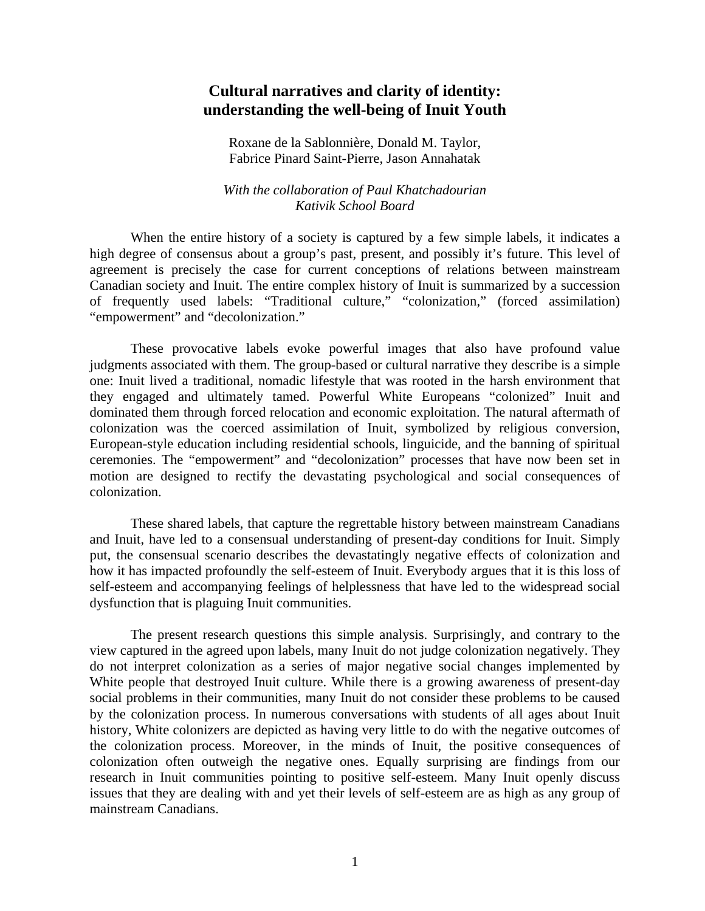# Cultural narratives and clarity of identity: understanding the well-being of Inuit Youth

Roxane de la Sablonnière, Donald M. Taylor, Fabrice Pinard Saint-Pierre, Jason Annahatak

*With the collaboration of Paul Khatchadourian*
*Kativik School Board*

When the entire history of a society is captured by a few simple labels, it indicates a high degree of consensus about a group's past, present, and possibly it's future. This level of agreement is precisely the case for current conceptions of relations between mainstream Canadian society and Inuit. The entire complex history of Inuit is summarized by a succession of frequently used labels: "Traditional culture," "colonization," (forced assimilation) "empowerment" and "decolonization."

These provocative labels evoke powerful images that also have profound value judgments associated with them. The group-based or cultural narrative they describe is a simple one: Inuit lived a traditional, nomadic lifestyle that was rooted in the harsh environment that they engaged and ultimately tamed. Powerful White Europeans "colonized" Inuit and dominated them through forced relocation and economic exploitation. The natural aftermath of colonization was the coerced assimilation of Inuit, symbolized by religious conversion, European-style education including residential schools, linguicide, and the banning of spiritual ceremonies. The "empowerment" and "decolonization" processes that have now been set in motion are designed to rectify the devastating psychological and social consequences of colonization.

These shared labels, that capture the regrettable history between mainstream Canadians and Inuit, have led to a consensual understanding of present-day conditions for Inuit. Simply put, the consensual scenario describes the devastatingly negative effects of colonization and how it has impacted profoundly the self-esteem of Inuit. Everybody argues that it is this loss of self-esteem and accompanying feelings of helplessness that have led to the widespread social dysfunction that is plaguing Inuit communities.

The present research questions this simple analysis. Surprisingly, and contrary to the view captured in the agreed upon labels, many Inuit do not judge colonization negatively. They do not interpret colonization as a series of major negative social changes implemented by White people that destroyed Inuit culture. While there is a growing awareness of present-day social problems in their communities, many Inuit do not consider these problems to be caused by the colonization process. In numerous conversations with students of all ages about Inuit history, White colonizers are depicted as having very little to do with the negative outcomes of the colonization process. Moreover, in the minds of Inuit, the positive consequences of colonization often outweigh the negative ones. Equally surprising are findings from our research in Inuit communities pointing to positive self-esteem. Many Inuit openly discuss issues that they are dealing with and yet their levels of self-esteem are as high as any group of mainstream Canadians.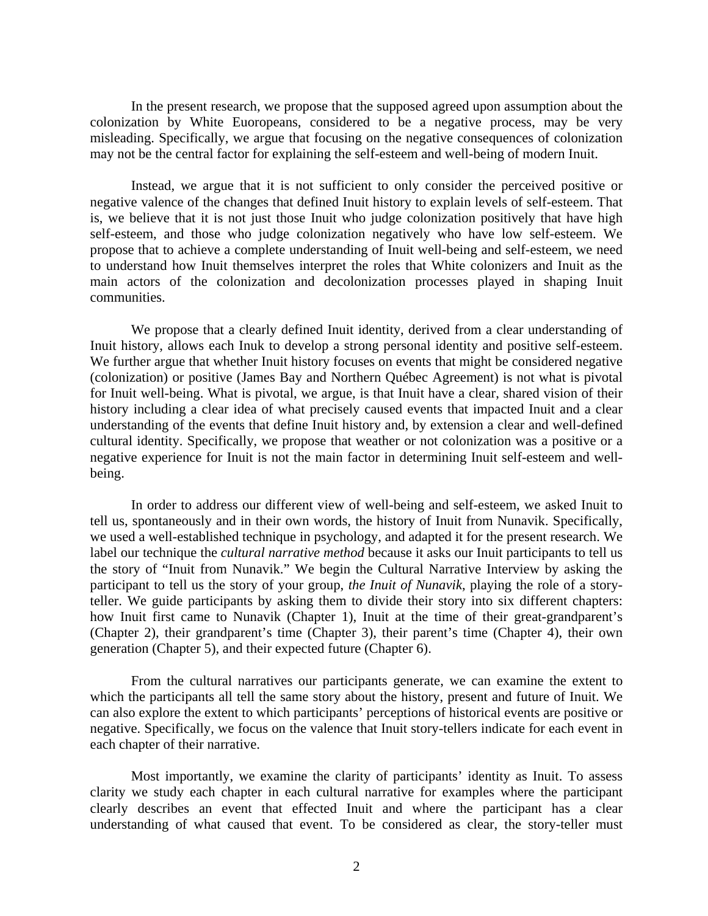In the present research, we propose that the supposed agreed upon assumption about the colonization by White Euoropeans, considered to be a negative process, may be very misleading. Specifically, we argue that focusing on the negative consequences of colonization may not be the central factor for explaining the self-esteem and well-being of modern Inuit.

Instead, we argue that it is not sufficient to only consider the perceived positive or negative valence of the changes that defined Inuit history to explain levels of self-esteem. That is, we believe that it is not just those Inuit who judge colonization positively that have high self-esteem, and those who judge colonization negatively who have low self-esteem. We propose that to achieve a complete understanding of Inuit well-being and self-esteem, we need to understand how Inuit themselves interpret the roles that White colonizers and Inuit as the main actors of the colonization and decolonization processes played in shaping Inuit communities.

We propose that a clearly defined Inuit identity, derived from a clear understanding of Inuit history, allows each Inuk to develop a strong personal identity and positive self-esteem. We further argue that whether Inuit history focuses on events that might be considered negative (colonization) or positive (James Bay and Northern Québec Agreement) is not what is pivotal for Inuit well-being. What is pivotal, we argue, is that Inuit have a clear, shared vision of their history including a clear idea of what precisely caused events that impacted Inuit and a clear understanding of the events that define Inuit history and, by extension a clear and well-defined cultural identity. Specifically, we propose that weather or not colonization was a positive or a negative experience for Inuit is not the main factor in determining Inuit self-esteem and well-being.

In order to address our different view of well-being and self-esteem, we asked Inuit to tell us, spontaneously and in their own words, the history of Inuit from Nunavik. Specifically, we used a well-established technique in psychology, and adapted it for the present research. We label our technique the *cultural narrative method* because it asks our Inuit participants to tell us the story of "Inuit from Nunavik." We begin the Cultural Narrative Interview by asking the participant to tell us the story of your group, *the Inuit of Nunavik*, playing the role of a story-teller. We guide participants by asking them to divide their story into six different chapters: how Inuit first came to Nunavik (Chapter 1), Inuit at the time of their great-grandparent's (Chapter 2), their grandparent's time (Chapter 3), their parent's time (Chapter 4), their own generation (Chapter 5), and their expected future (Chapter 6).

From the cultural narratives our participants generate, we can examine the extent to which the participants all tell the same story about the history, present and future of Inuit. We can also explore the extent to which participants' perceptions of historical events are positive or negative. Specifically, we focus on the valence that Inuit story-tellers indicate for each event in each chapter of their narrative.

Most importantly, we examine the clarity of participants' identity as Inuit. To assess clarity we study each chapter in each cultural narrative for examples where the participant clearly describes an event that effected Inuit and where the participant has a clear understanding of what caused that event. To be considered as clear, the story-teller must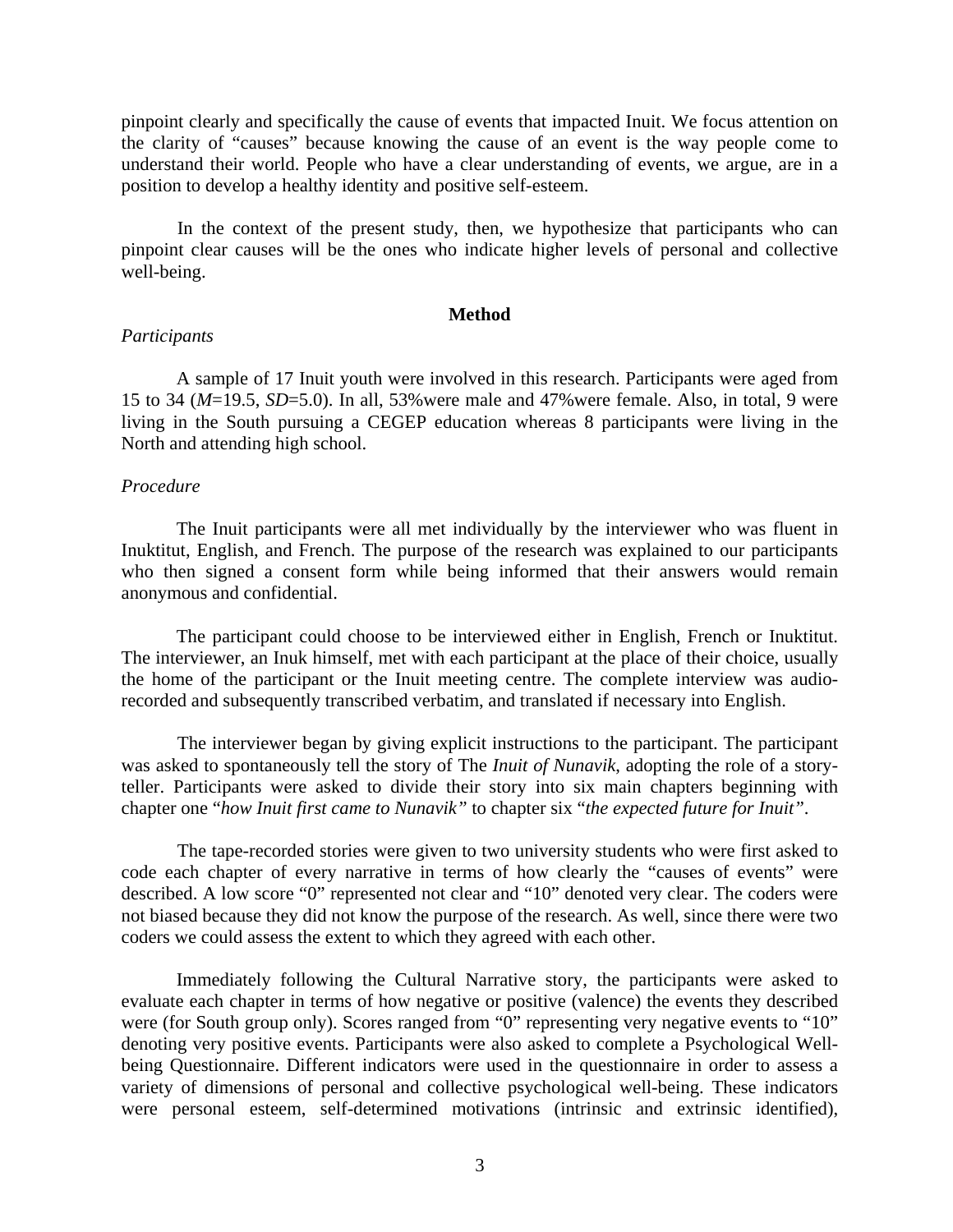pinpoint clearly and specifically the cause of events that impacted Inuit. We focus attention on the clarity of "causes" because knowing the cause of an event is the way people come to understand their world. People who have a clear understanding of events, we argue, are in a position to develop a healthy identity and positive self-esteem.

In the context of the present study, then, we hypothesize that participants who can pinpoint clear causes will be the ones who indicate higher levels of personal and collective well-being.

## Method

### *Participants*

A sample of 17 Inuit youth were involved in this research. Participants were aged from 15 to 34 ($M$=19.5, $SD$=5.0). In all, 53%were male and 47%were female. Also, in total, 9 were living in the South pursuing a CEGEP education whereas 8 participants were living in the North and attending high school.

### *Procedure*

The Inuit participants were all met individually by the interviewer who was fluent in Inuktitut, English, and French. The purpose of the research was explained to our participants who then signed a consent form while being informed that their answers would remain anonymous and confidential.

The participant could choose to be interviewed either in English, French or Inuktitut. The interviewer, an Inuk himself, met with each participant at the place of their choice, usually the home of the participant or the Inuit meeting centre. The complete interview was audio-recorded and subsequently transcribed verbatim, and translated if necessary into English.

The interviewer began by giving explicit instructions to the participant. The participant was asked to spontaneously tell the story of The *Inuit of Nunavik*, adopting the role of a story-teller. Participants were asked to divide their story into six main chapters beginning with chapter one "*how Inuit first came to Nunavik"* to chapter six "*the expected future for Inuit"*.

The tape-recorded stories were given to two university students who were first asked to code each chapter of every narrative in terms of how clearly the "causes of events" were described. A low score "0" represented not clear and "10" denoted very clear. The coders were not biased because they did not know the purpose of the research. As well, since there were two coders we could assess the extent to which they agreed with each other.

Immediately following the Cultural Narrative story, the participants were asked to evaluate each chapter in terms of how negative or positive (valence) the events they described were (for South group only). Scores ranged from "0" representing very negative events to "10" denoting very positive events. Participants were also asked to complete a Psychological Well-being Questionnaire. Different indicators were used in the questionnaire in order to assess a variety of dimensions of personal and collective psychological well-being. These indicators were personal esteem, self-determined motivations (intrinsic and extrinsic identified),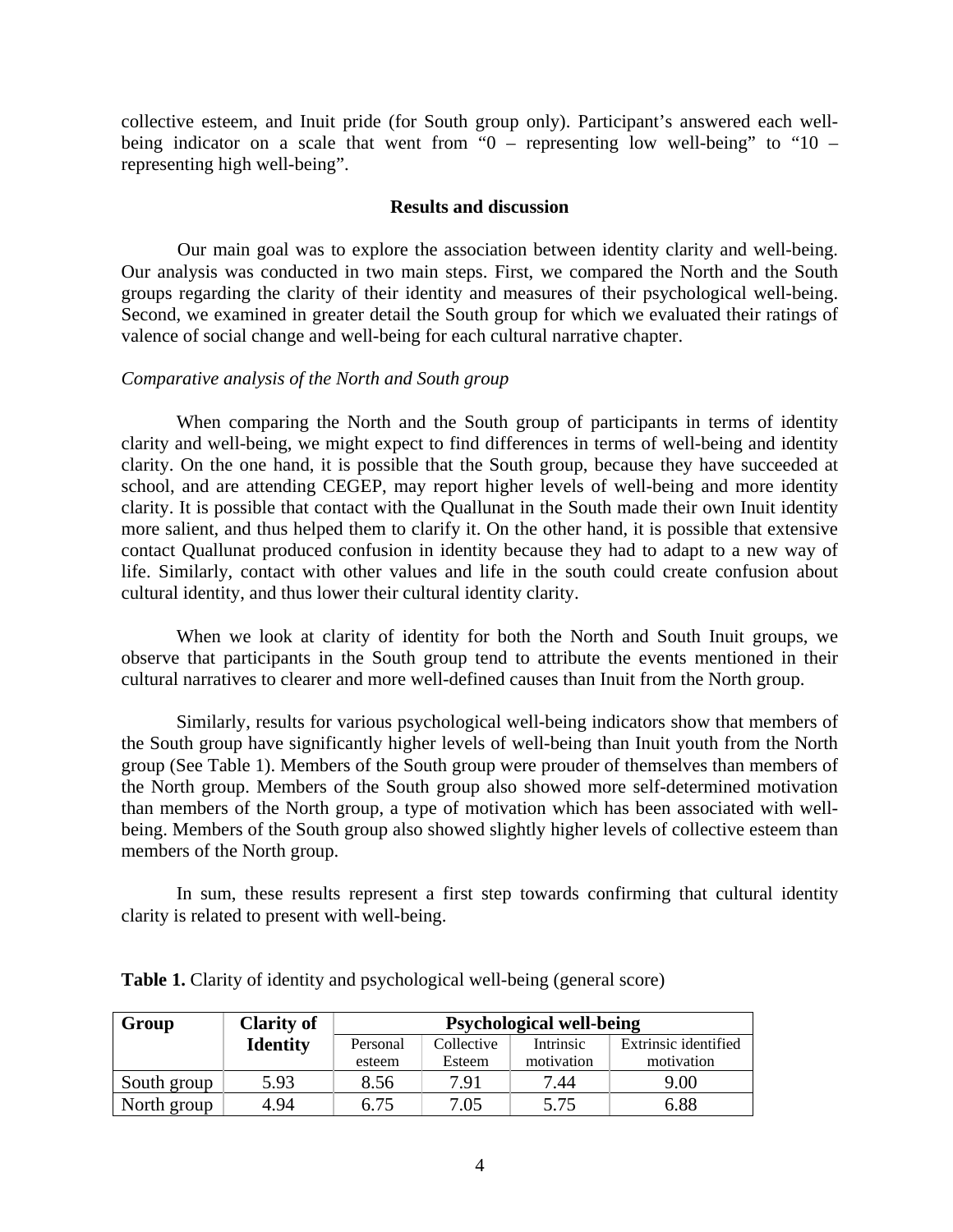collective esteem, and Inuit pride (for South group only). Participant's answered each well-being indicator on a scale that went from "0 – representing low well-being" to "10 – representing high well-being".

## Results and discussion

Our main goal was to explore the association between identity clarity and well-being. Our analysis was conducted in two main steps. First, we compared the North and the South groups regarding the clarity of their identity and measures of their psychological well-being. Second, we examined in greater detail the South group for which we evaluated their ratings of valence of social change and well-being for each cultural narrative chapter.

### *Comparative analysis of the North and South group*

When comparing the North and the South group of participants in terms of identity clarity and well-being, we might expect to find differences in terms of well-being and identity clarity. On the one hand, it is possible that the South group, because they have succeeded at school, and are attending CEGEP, may report higher levels of well-being and more identity clarity. It is possible that contact with the Quallunat in the South made their own Inuit identity more salient, and thus helped them to clarify it. On the other hand, it is possible that extensive contact Quallunat produced confusion in identity because they had to adapt to a new way of life. Similarly, contact with other values and life in the south could create confusion about cultural identity, and thus lower their cultural identity clarity.

When we look at clarity of identity for both the North and South Inuit groups, we observe that participants in the South group tend to attribute the events mentioned in their cultural narratives to clearer and more well-defined causes than Inuit from the North group.

Similarly, results for various psychological well-being indicators show that members of the South group have significantly higher levels of well-being than Inuit youth from the North group (See Table 1). Members of the South group were prouder of themselves than members of the North group. Members of the South group also showed more self-determined motivation than members of the North group, a type of motivation which has been associated with well-being. Members of the South group also showed slightly higher levels of collective esteem than members of the North group.

In sum, these results represent a first step towards confirming that cultural identity clarity is related to present with well-being.

**Table 1.** Clarity of identity and psychological well-being (general score)

| Group | Clarity of Identity | Psychological well-being | | | |
|---|---|---|---|---|---|
| | | Personal esteem | Collective Esteem | Intrinsic motivation | Extrinsic identified motivation |
| South group | 5.93 | 8.56 | 7.91 | 7.44 | 9.00 |
| North group | 4.94 | 6.75 | 7.05 | 5.75 | 6.88 |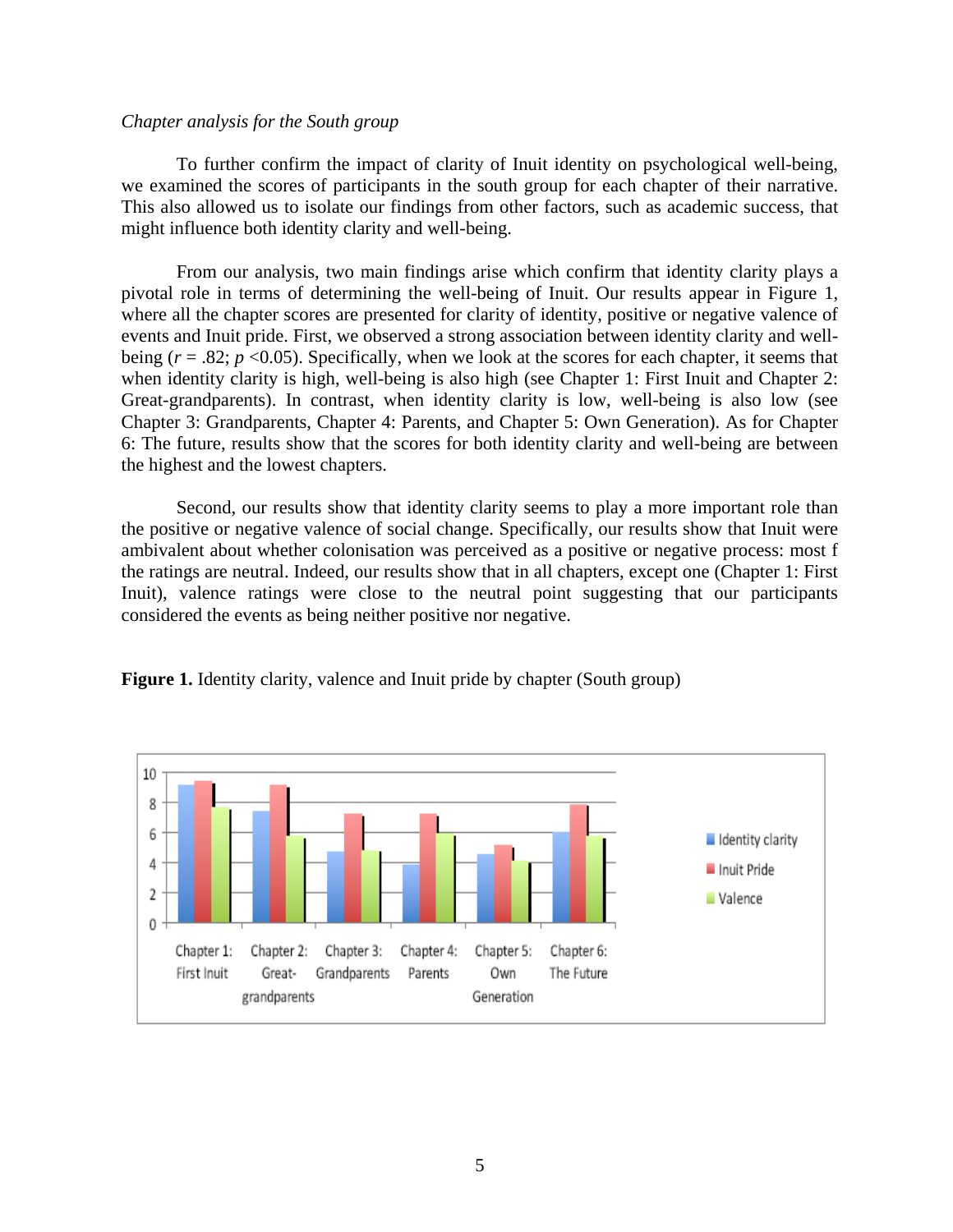*Chapter analysis for the South group*

To further confirm the impact of clarity of Inuit identity on psychological well-being, we examined the scores of participants in the south group for each chapter of their narrative. This also allowed us to isolate our findings from other factors, such as academic success, that might influence both identity clarity and well-being.

From our analysis, two main findings arise which confirm that identity clarity plays a pivotal role in terms of determining the well-being of Inuit. Our results appear in Figure 1, where all the chapter scores are presented for clarity of identity, positive or negative valence of events and Inuit pride. First, we observed a strong association between identity clarity and well-being ($r$ = .82; $p$ <0.05). Specifically, when we look at the scores for each chapter, it seems that when identity clarity is high, well-being is also high (see Chapter 1: First Inuit and Chapter 2: Great-grandparents). In contrast, when identity clarity is low, well-being is also low (see Chapter 3: Grandparents, Chapter 4: Parents, and Chapter 5: Own Generation). As for Chapter 6: The future, results show that the scores for both identity clarity and well-being are between the highest and the lowest chapters.

Second, our results show that identity clarity seems to play a more important role than the positive or negative valence of social change. Specifically, our results show that Inuit were ambivalent about whether colonisation was perceived as a positive or negative process: most f the ratings are neutral. Indeed, our results show that in all chapters, except one (Chapter 1: First Inuit), valence ratings were close to the neutral point suggesting that our participants considered the events as being neither positive nor negative.

**Figure 1.** Identity clarity, valence and Inuit pride by chapter (South group)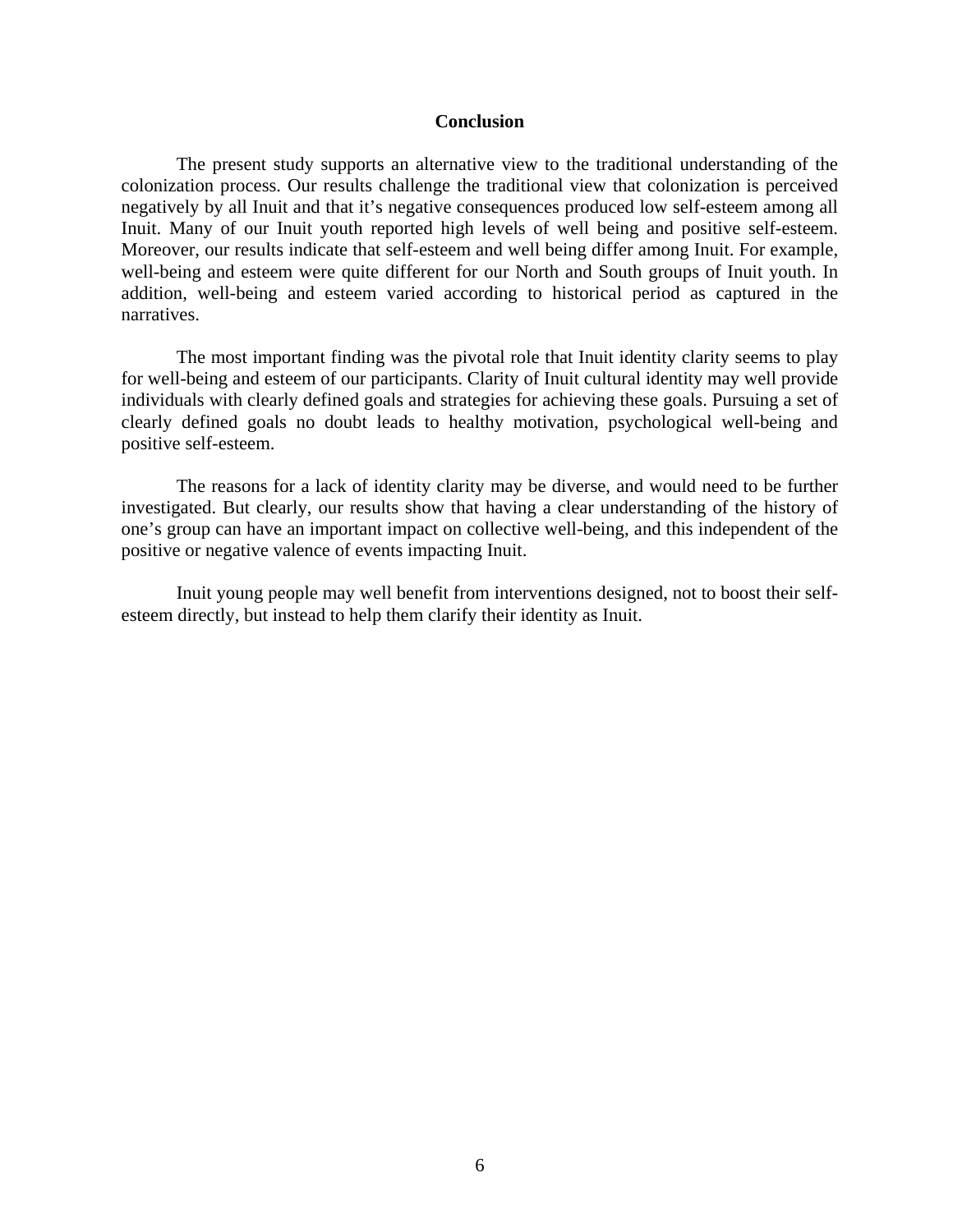## Conclusion

The present study supports an alternative view to the traditional understanding of the colonization process. Our results challenge the traditional view that colonization is perceived negatively by all Inuit and that it's negative consequences produced low self-esteem among all Inuit. Many of our Inuit youth reported high levels of well being and positive self-esteem. Moreover, our results indicate that self-esteem and well being differ among Inuit. For example, well-being and esteem were quite different for our North and South groups of Inuit youth. In addition, well-being and esteem varied according to historical period as captured in the narratives.

The most important finding was the pivotal role that Inuit identity clarity seems to play for well-being and esteem of our participants. Clarity of Inuit cultural identity may well provide individuals with clearly defined goals and strategies for achieving these goals. Pursuing a set of clearly defined goals no doubt leads to healthy motivation, psychological well-being and positive self-esteem.

The reasons for a lack of identity clarity may be diverse, and would need to be further investigated. But clearly, our results show that having a clear understanding of the history of one's group can have an important impact on collective well-being, and this independent of the positive or negative valence of events impacting Inuit.

Inuit young people may well benefit from interventions designed, not to boost their self-esteem directly, but instead to help them clarify their identity as Inuit.